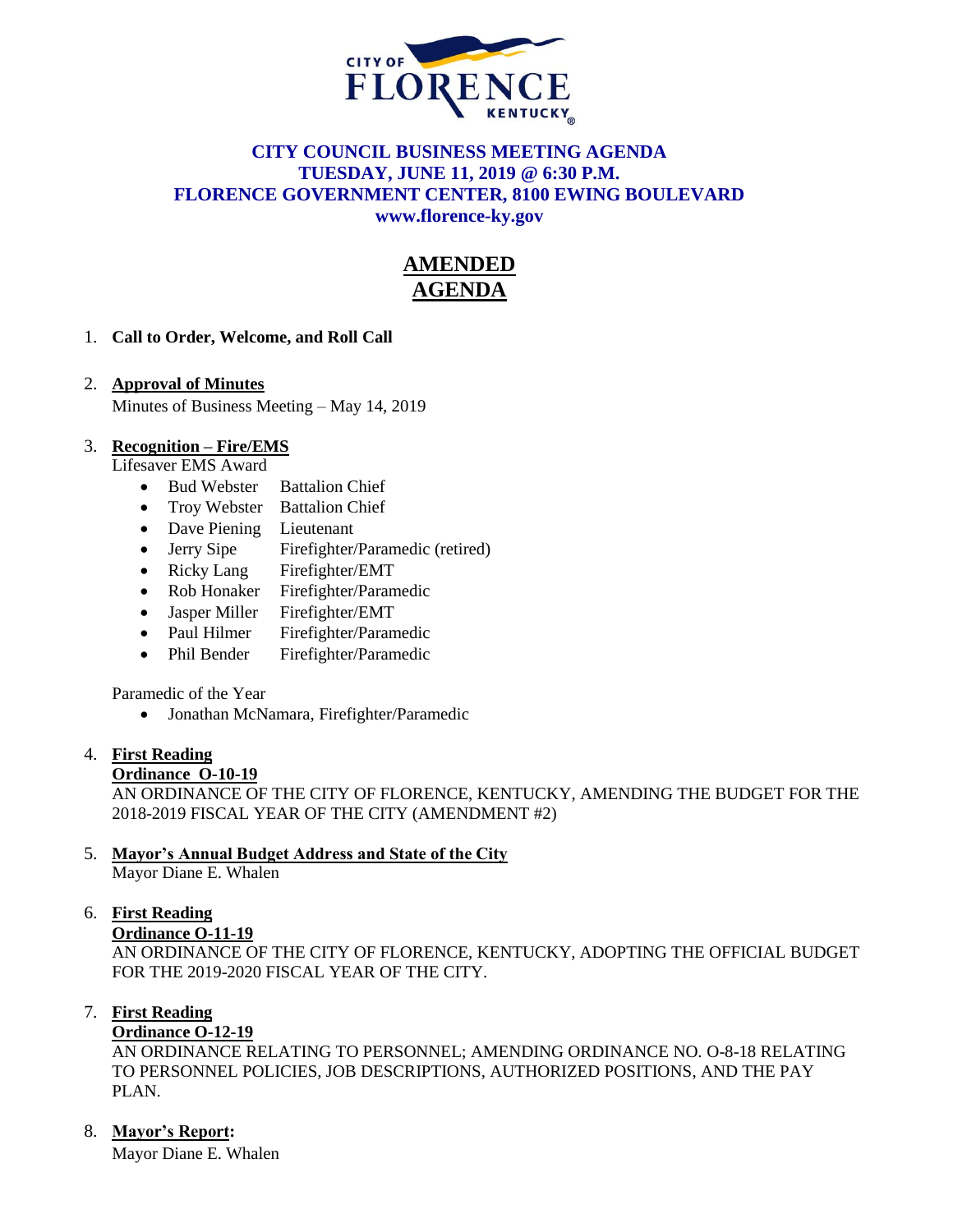CITY OF FLORENCE KENTUCKY

# CITY COUNCIL BUSINESS MEETING AGENDA
## TUESDAY, JUNE 11, 2019 @ 6:30 P.M.
## FLORENCE GOVERNMENT CENTER, 8100 EWING BOULEVARD
**www.florence-ky.gov**

# AMENDED AGENDA

1. **Call to Order, Welcome, and Roll Call**

2. **Approval of Minutes**
   Minutes of Business Meeting – May 14, 2019

3. **Recognition – Fire/EMS**
   Lifesaver EMS Award
   - Bud Webster Battalion Chief
   - Troy Webster Battalion Chief
   - Dave Piening Lieutenant
   - Jerry Sipe Firefighter/Paramedic (retired)
   - Ricky Lang Firefighter/EMT
   - Rob Honaker Firefighter/Paramedic
   - Jasper Miller Firefighter/EMT
   - Paul Hilmer Firefighter/Paramedic
   - Phil Bender Firefighter/Paramedic

   Paramedic of the Year
   - Jonathan McNamara, Firefighter/Paramedic

4. **First Reading**
   **Ordinance O-10-19**
   AN ORDINANCE OF THE CITY OF FLORENCE, KENTUCKY, AMENDING THE BUDGET FOR THE 2018-2019 FISCAL YEAR OF THE CITY (AMENDMENT #2)

5. **Mayor's Annual Budget Address and State of the City**
   Mayor Diane E. Whalen

6. **First Reading**
   **Ordinance O-11-19**
   AN ORDINANCE OF THE CITY OF FLORENCE, KENTUCKY, ADOPTING THE OFFICIAL BUDGET FOR THE 2019-2020 FISCAL YEAR OF THE CITY.

7. **First Reading**
   **Ordinance O-12-19**
   AN ORDINANCE RELATING TO PERSONNEL; AMENDING ORDINANCE NO. O-8-18 RELATING TO PERSONNEL POLICIES, JOB DESCRIPTIONS, AUTHORIZED POSITIONS, AND THE PAY PLAN.

8. **Mayor's Report:**
   Mayor Diane E. Whalen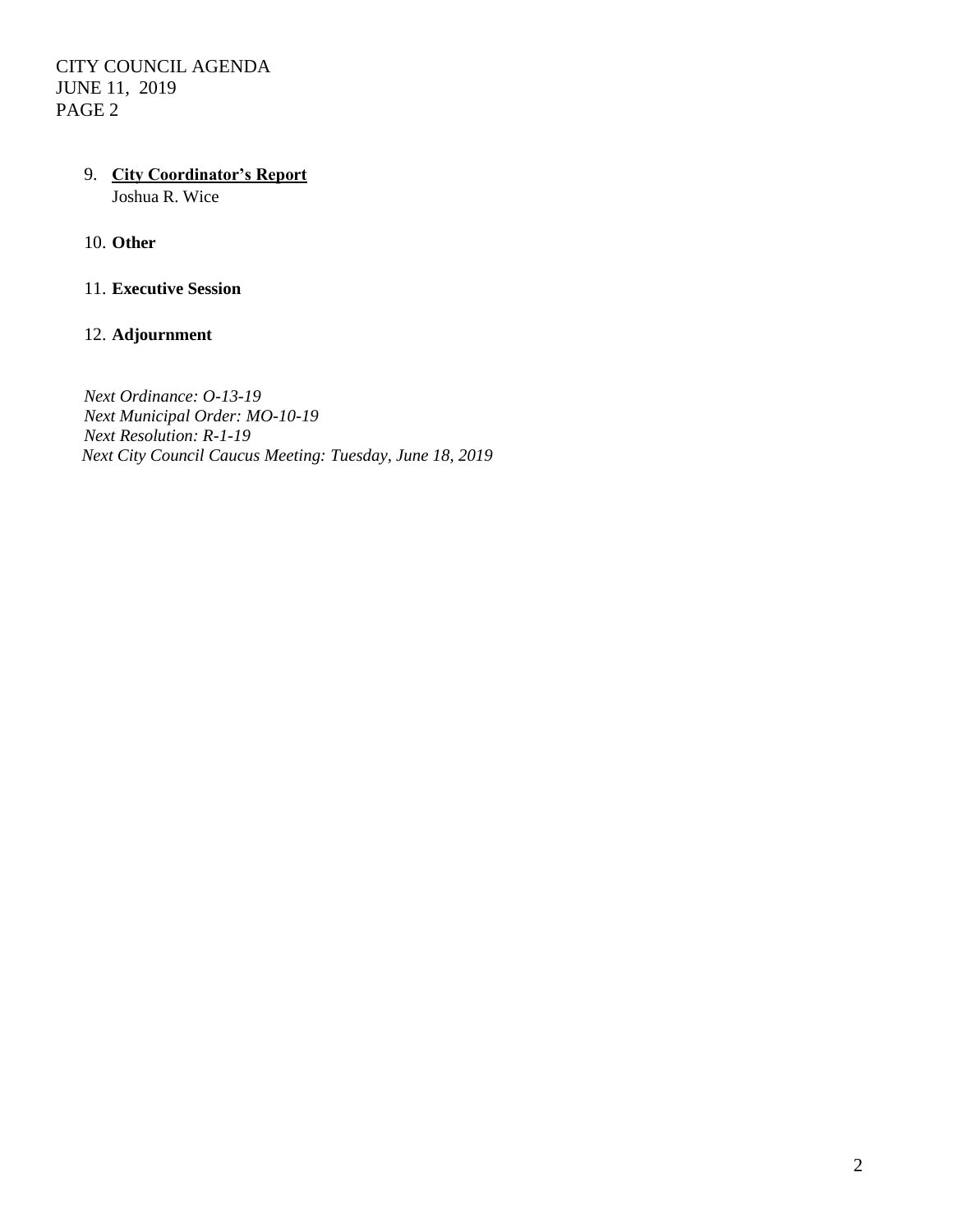9. **City Coordinator's Report**
   Joshua R. Wice

10. **Other**

11. **Executive Session**

12. **Adjournment**

*Next Ordinance: O-13-19*
*Next Municipal Order: MO-10-19*
*Next Resolution: R-1-19*
*Next City Council Caucus Meeting: Tuesday, June 18, 2019*